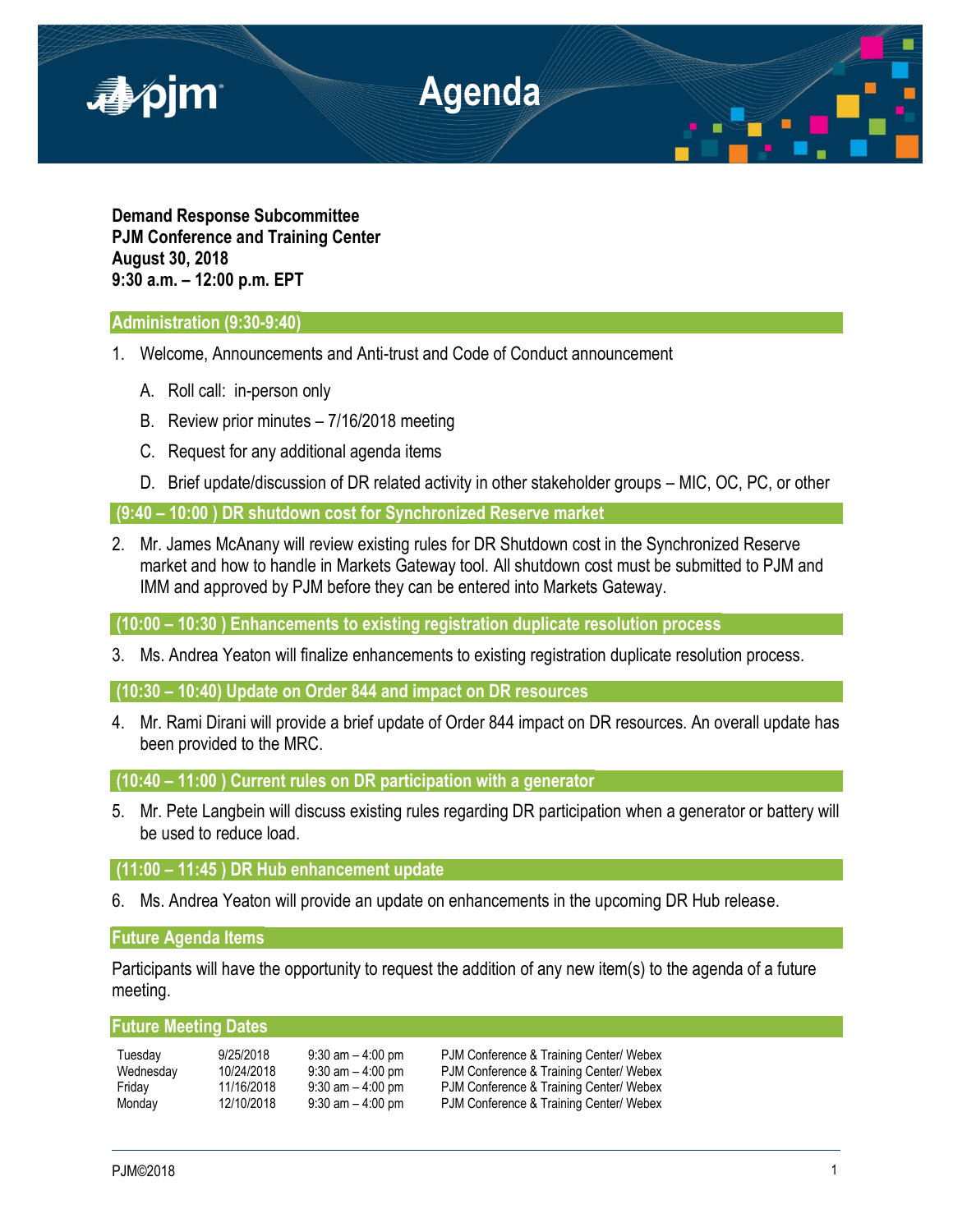# Agenda

**Demand Response Subcommittee**
**PJM Conference and Training Center**
**August 30, 2018**
**9:30 a.m. – 12:00 p.m. EPT**

## Administration (9:30-9:40)

1. Welcome, Announcements and Anti-trust and Code of Conduct announcement

   A. Roll call: in-person only

   B. Review prior minutes – 7/16/2018 meeting

   C. Request for any additional agenda items

   D. Brief update/discussion of DR related activity in other stakeholder groups – MIC, OC, PC, or other

## (9:40 – 10:00 ) DR shutdown cost for Synchronized Reserve market

2. Mr. James McAnany will review existing rules for DR Shutdown cost in the Synchronized Reserve market and how to handle in Markets Gateway tool. All shutdown cost must be submitted to PJM and IMM and approved by PJM before they can be entered into Markets Gateway.

## (10:00 – 10:30 ) Enhancements to existing registration duplicate resolution process

3. Ms. Andrea Yeaton will finalize enhancements to existing registration duplicate resolution process.

## (10:30 – 10:40) Update on Order 844 and impact on DR resources

4. Mr. Rami Dirani will provide a brief update of Order 844 impact on DR resources. An overall update has been provided to the MRC.

## (10:40 – 11:00 ) Current rules on DR participation with a generator

5. Mr. Pete Langbein will discuss existing rules regarding DR participation when a generator or battery will be used to reduce load.

## (11:00 – 11:45 ) DR Hub enhancement update

6. Ms. Andrea Yeaton will provide an update on enhancements in the upcoming DR Hub release.

## Future Agenda Items

Participants will have the opportunity to request the addition of any new item(s) to the agenda of a future meeting.

## Future Meeting Dates

| | | | |
|---|---|---|---|
| Tuesday | 9/25/2018 | 9:30 am – 4:00 pm | PJM Conference & Training Center/ Webex |
| Wednesday | 10/24/2018 | 9:30 am – 4:00 pm | PJM Conference & Training Center/ Webex |
| Friday | 11/16/2018 | 9:30 am – 4:00 pm | PJM Conference & Training Center/ Webex |
| Monday | 12/10/2018 | 9:30 am – 4:00 pm | PJM Conference & Training Center/ Webex |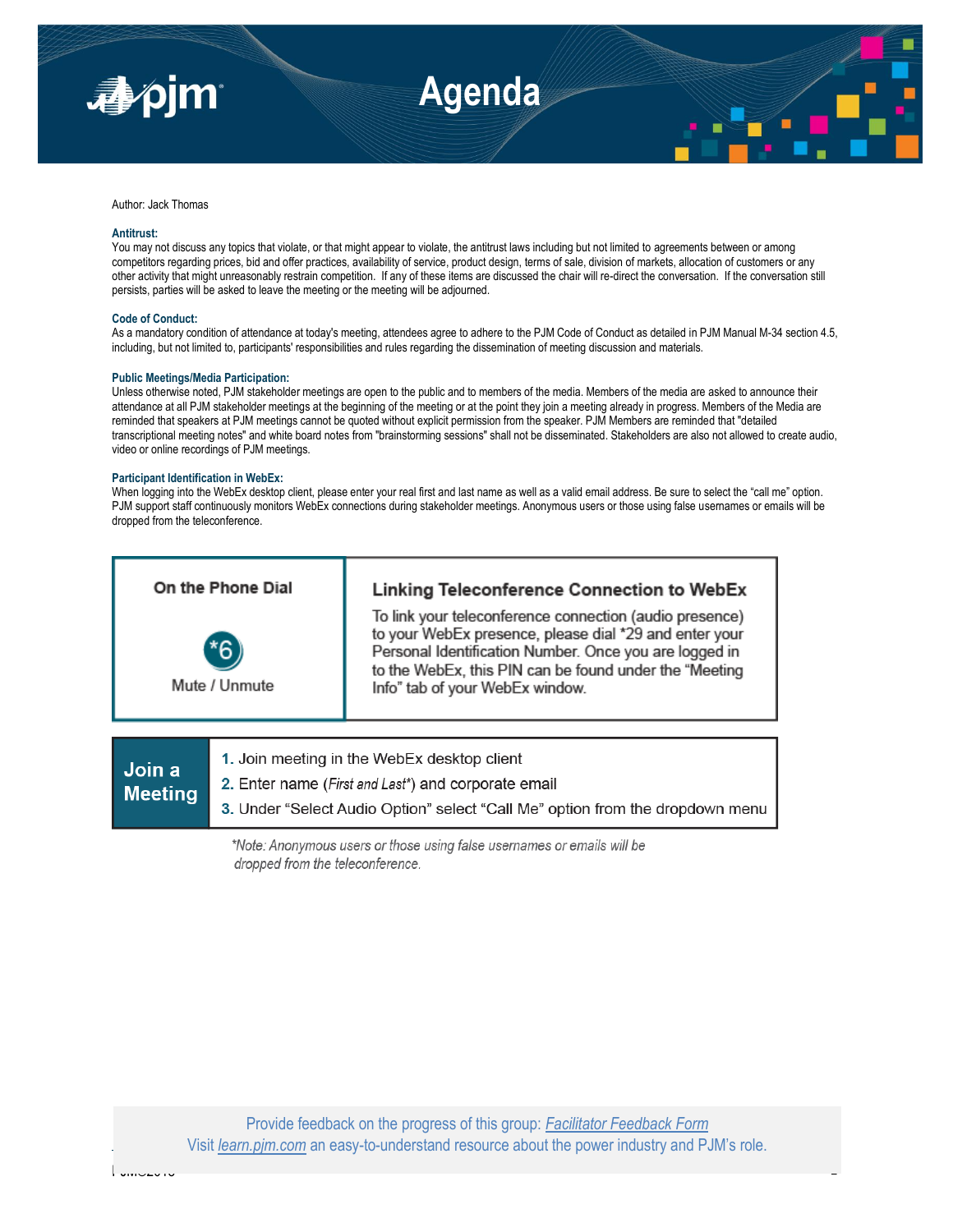Author: Jack Thomas

**Antitrust:**
You may not discuss any topics that violate, or that might appear to violate, the antitrust laws including but not limited to agreements between or among competitors regarding prices, bid and offer practices, availability of service, product design, terms of sale, division of markets, allocation of customers or any other activity that might unreasonably restrain competition. If any of these items are discussed the chair will re-direct the conversation. If the conversation still persists, parties will be asked to leave the meeting or the meeting will be adjourned.

**Code of Conduct:**
As a mandatory condition of attendance at today's meeting, attendees agree to adhere to the PJM Code of Conduct as detailed in PJM Manual M-34 section 4.5, including, but not limited to, participants' responsibilities and rules regarding the dissemination of meeting discussion and materials.

**Public Meetings/Media Participation:**
Unless otherwise noted, PJM stakeholder meetings are open to the public and to members of the media. Members of the media are asked to announce their attendance at all PJM stakeholder meetings at the beginning of the meeting or at the point they join a meeting already in progress. Members of the Media are reminded that speakers at PJM meetings cannot be quoted without explicit permission from the speaker. PJM Members are reminded that "detailed transcriptional meeting notes" and white board notes from "brainstorming sessions" shall not be disseminated. Stakeholders are also not allowed to create audio, video or online recordings of PJM meetings.

**Participant Identification in WebEx:**
When logging into the WebEx desktop client, please enter your real first and last name as well as a valid email address. Be sure to select the "call me" option. PJM support staff continuously monitors WebEx connections during stakeholder meetings. Anonymous users or those using false usernames or emails will be dropped from the teleconference.

| On the Phone Dial | Linking Teleconference Connection to WebEx |
| --- | --- |
| *6 Mute / Unmute | To link your teleconference connection (audio presence) to your WebEx presence, please dial *29 and enter your Personal Identification Number. Once you are logged in to the WebEx, this PIN can be found under the "Meeting Info" tab of your WebEx window. |

**Join a Meeting**

1. Join meeting in the WebEx desktop client
2. Enter name (*First and Last**) and corporate email
3. Under "Select Audio Option" select "Call Me" option from the dropdown menu

**Note: Anonymous users or those using false usernames or emails will be dropped from the teleconference.*

Provide feedback on the progress of this group: *Facilitator Feedback Form*
Visit *learn.pjm.com* an easy-to-understand resource about the power industry and PJM's role.